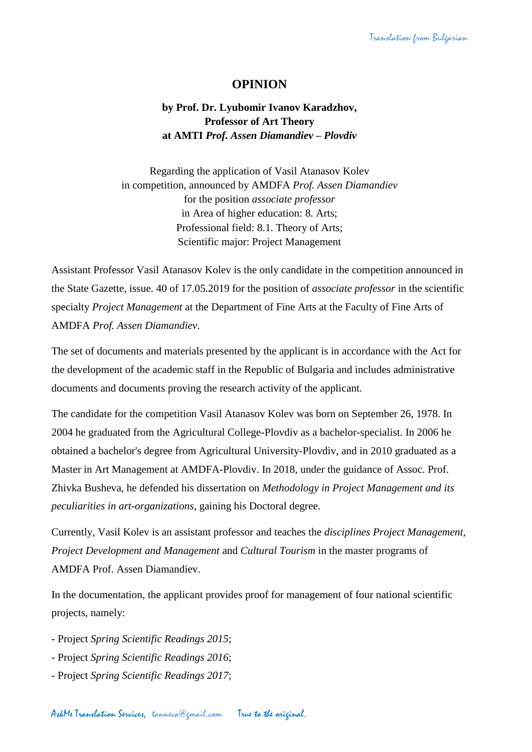# OPINION

**by Prof. Dr. Lyubomir Ivanov Karadzhov,**
**Professor of Art Theory**
**at AMTI *Prof. Assen Diamandiev – Plovdiv***

Regarding the application of Vasil Atanasov Kolev
in competition, announced by AMDFA *Prof. Assen Diamandiev*
for the position *associate professor*
in Area of higher education: 8. Arts;
Professional field: 8.1. Theory of Arts;
Scientific major: Project Management

Assistant Professor Vasil Atanasov Kolev is the only candidate in the competition announced in the State Gazette, issue. 40 of 17.05.2019 for the position of *associate professor* in the scientific specialty *Project Management* at the Department of Fine Arts at the Faculty of Fine Arts of AMDFA *Prof. Assen Diamandiev*.

The set of documents and materials presented by the applicant is in accordance with the Act for the development of the academic staff in the Republic of Bulgaria and includes administrative documents and documents proving the research activity of the applicant.

The candidate for the competition Vasil Atanasov Kolev was born on September 26, 1978. In 2004 he graduated from the Agricultural College-Plovdiv as a bachelor-specialist. In 2006 he obtained a bachelor's degree from Agricultural University-Plovdiv, and in 2010 graduated as a Master in Art Management at AMDFA-Plovdiv. In 2018, under the guidance of Assoc. Prof. Zhivka Busheva, he defended his dissertation on *Methodology in Project Management and its peculiarities in art-organizations*, gaining his Doctoral degree.

Currently, Vasil Kolev is an assistant professor and teaches the *disciplines Project Management, Project Development and Management* and *Cultural Tourism* in the master programs of AMDFA Prof. Assen Diamandiev.

In the documentation, the applicant provides proof for management of four national scientific projects, namely:

- Project *Spring Scientific Readings 2015*;
- Project *Spring Scientific Readings 2016*;
- Project *Spring Scientific Readings 2017*;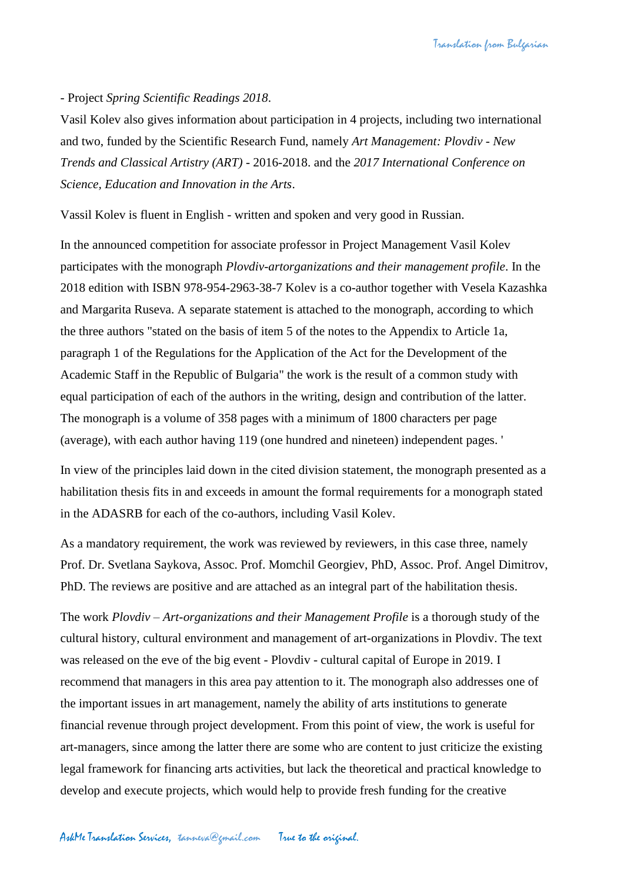- Project *Spring Scientific Readings 2018*.

Vasil Kolev also gives information about participation in 4 projects, including two international and two, funded by the Scientific Research Fund, namely *Art Management: Plovdiv - New Trends and Classical Artistry (ART)* - 2016-2018. and the *2017 International Conference on Science, Education and Innovation in the Arts*.

Vassil Kolev is fluent in English - written and spoken and very good in Russian.

In the announced competition for associate professor in Project Management Vasil Kolev participates with the monograph *Plovdiv-artorganizations and their management profile*. In the 2018 edition with ISBN 978-954-2963-38-7 Kolev is a co-author together with Vesela Kazashka and Margarita Ruseva. A separate statement is attached to the monograph, according to which the three authors "stated on the basis of item 5 of the notes to the Appendix to Article 1a, paragraph 1 of the Regulations for the Application of the Act for the Development of the Academic Staff in the Republic of Bulgaria" the work is the result of a common study with equal participation of each of the authors in the writing, design and contribution of the latter. The monograph is a volume of 358 pages with a minimum of 1800 characters per page (average), with each author having 119 (one hundred and nineteen) independent pages. '

In view of the principles laid down in the cited division statement, the monograph presented as a habilitation thesis fits in and exceeds in amount the formal requirements for a monograph stated in the ADASRB for each of the co-authors, including Vasil Kolev.

As a mandatory requirement, the work was reviewed by reviewers, in this case three, namely Prof. Dr. Svetlana Saykova, Assoc. Prof. Momchil Georgiev, PhD, Assoc. Prof. Angel Dimitrov, PhD. The reviews are positive and are attached as an integral part of the habilitation thesis.

The work *Plovdiv – Art-organizations and their Management Profile* is a thorough study of the cultural history, cultural environment and management of art-organizations in Plovdiv. The text was released on the eve of the big event - Plovdiv - cultural capital of Europe in 2019. I recommend that managers in this area pay attention to it. The monograph also addresses one of the important issues in art management, namely the ability of arts institutions to generate financial revenue through project development. From this point of view, the work is useful for art-managers, since among the latter there are some who are content to just criticize the existing legal framework for financing arts activities, but lack the theoretical and practical knowledge to develop and execute projects, which would help to provide fresh funding for the creative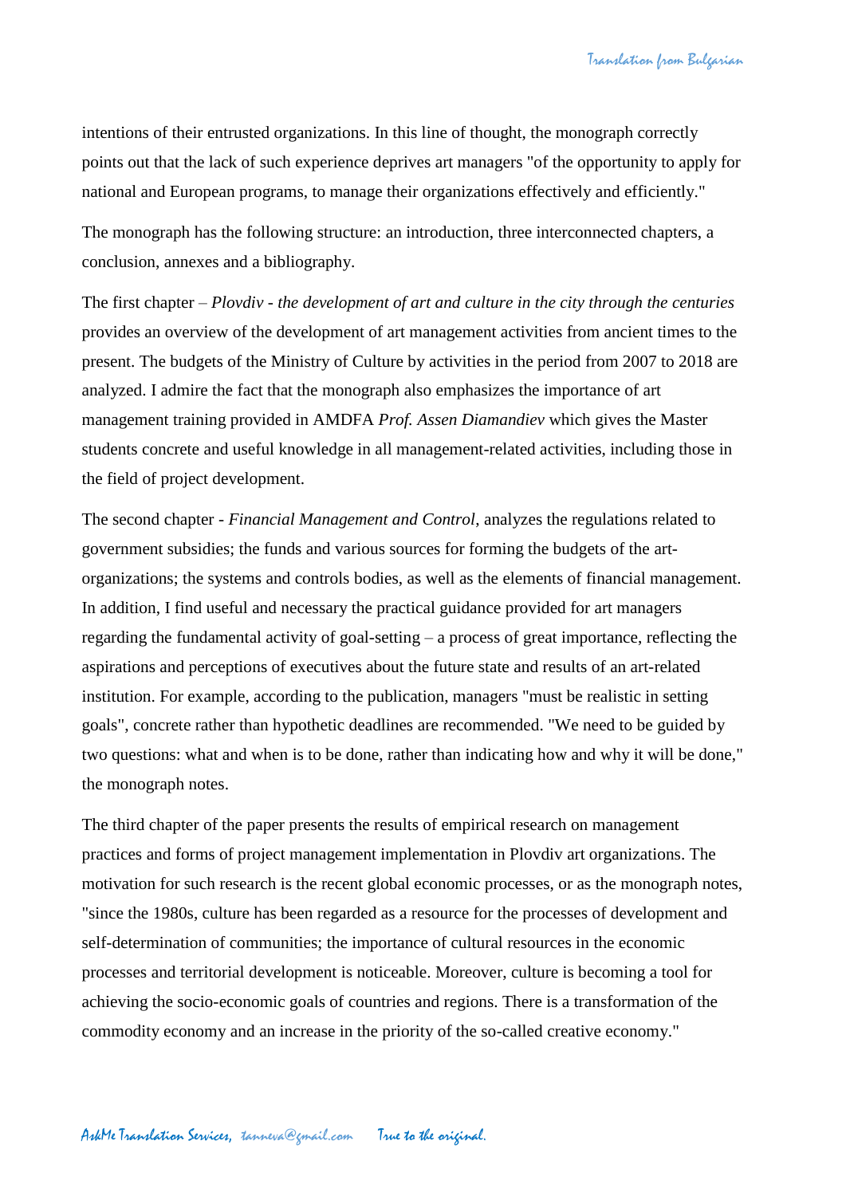intentions of their entrusted organizations. In this line of thought, the monograph correctly points out that the lack of such experience deprives art managers "of the opportunity to apply for national and European programs, to manage their organizations effectively and efficiently."

The monograph has the following structure: an introduction, three interconnected chapters, a conclusion, annexes and a bibliography.

The first chapter – *Plovdiv - the development of art and culture in the city through the centuries* provides an overview of the development of art management activities from ancient times to the present. The budgets of the Ministry of Culture by activities in the period from 2007 to 2018 are analyzed. I admire the fact that the monograph also emphasizes the importance of art management training provided in AMDFA *Prof. Assen Diamandiev* which gives the Master students concrete and useful knowledge in all management-related activities, including those in the field of project development.

The second chapter - *Financial Management and Control*, analyzes the regulations related to government subsidies; the funds and various sources for forming the budgets of the art-organizations; the systems and controls bodies, as well as the elements of financial management. In addition, I find useful and necessary the practical guidance provided for art managers regarding the fundamental activity of goal-setting – a process of great importance, reflecting the aspirations and perceptions of executives about the future state and results of an art-related institution. For example, according to the publication, managers "must be realistic in setting goals", concrete rather than hypothetic deadlines are recommended. "We need to be guided by two questions: what and when is to be done, rather than indicating how and why it will be done," the monograph notes.

The third chapter of the paper presents the results of empirical research on management practices and forms of project management implementation in Plovdiv art organizations. The motivation for such research is the recent global economic processes, or as the monograph notes, "since the 1980s, culture has been regarded as a resource for the processes of development and self-determination of communities; the importance of cultural resources in the economic processes and territorial development is noticeable. Moreover, culture is becoming a tool for achieving the socio-economic goals of countries and regions. There is a transformation of the commodity economy and an increase in the priority of the so-called creative economy."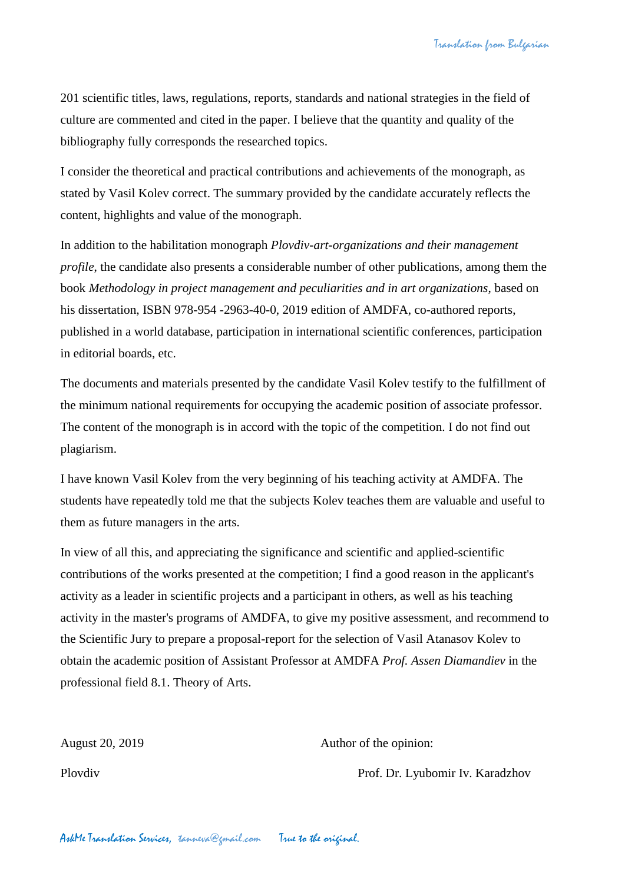201 scientific titles, laws, regulations, reports, standards and national strategies in the field of culture are commented and cited in the paper. I believe that the quantity and quality of the bibliography fully corresponds the researched topics.

I consider the theoretical and practical contributions and achievements of the monograph, as stated by Vasil Kolev correct. The summary provided by the candidate accurately reflects the content, highlights and value of the monograph.

In addition to the habilitation monograph *Plovdiv-art-organizations and their management profile*, the candidate also presents a considerable number of other publications, among them the book *Methodology in project management and peculiarities and in art organizations*, based on his dissertation, ISBN 978-954 -2963-40-0, 2019 edition of AMDFA, co-authored reports, published in a world database, participation in international scientific conferences, participation in editorial boards, etc.

The documents and materials presented by the candidate Vasil Kolev testify to the fulfillment of the minimum national requirements for occupying the academic position of associate professor. The content of the monograph is in accord with the topic of the competition. I do not find out plagiarism.

I have known Vasil Kolev from the very beginning of his teaching activity at AMDFA. The students have repeatedly told me that the subjects Kolev teaches them are valuable and useful to them as future managers in the arts.

In view of all this, and appreciating the significance and scientific and applied-scientific contributions of the works presented at the competition; I find a good reason in the applicant's activity as a leader in scientific projects and a participant in others, as well as his teaching activity in the master's programs of AMDFA, to give my positive assessment, and recommend to the Scientific Jury to prepare a proposal-report for the selection of Vasil Atanasov Kolev to obtain the academic position of Assistant Professor at AMDFA *Prof. Assen Diamandiev* in the professional field 8.1. Theory of Arts.

August 20, 2019 Author of the opinion:

Plovdiv Prof. Dr. Lyubomir Iv. Karadzhov